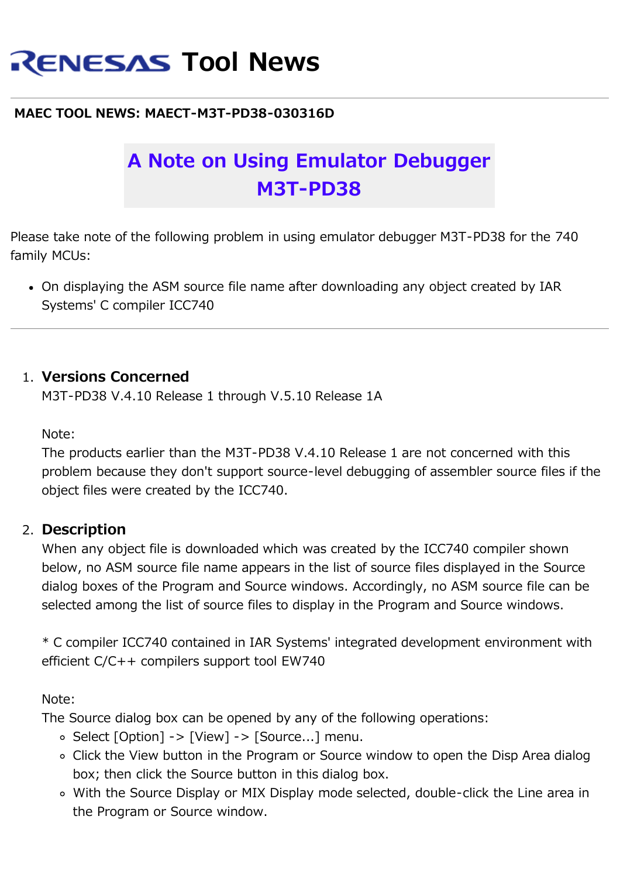# RENESAS Tool News

**MAEC TOOL NEWS: MAECT-M3T-PD38-030316D**

## A Note on Using Emulator Debugger M3T-PD38

Please take note of the following problem in using emulator debugger M3T-PD38 for the 740 family MCUs:

- On displaying the ASM source file name after downloading any object created by IAR Systems' C compiler ICC740

---

1. **Versions Concerned**
   M3T-PD38 V.4.10 Release 1 through V.5.10 Release 1A

   Note:
   The products earlier than the M3T-PD38 V.4.10 Release 1 are not concerned with this problem because they don't support source-level debugging of assembler source files if the object files were created by the ICC740.

2. **Description**
   When any object file is downloaded which was created by the ICC740 compiler shown below, no ASM source file name appears in the list of source files displayed in the Source dialog boxes of the Program and Source windows. Accordingly, no ASM source file can be selected among the list of source files to display in the Program and Source windows.

   * C compiler ICC740 contained in IAR Systems' integrated development environment with efficient C/C++ compilers support tool EW740

   Note:
   The Source dialog box can be opened by any of the following operations:
   - Select [Option] -> [View] -> [Source...] menu.
   - Click the View button in the Program or Source window to open the Disp Area dialog box; then click the Source button in this dialog box.
   - With the Source Display or MIX Display mode selected, double-click the Line area in the Program or Source window.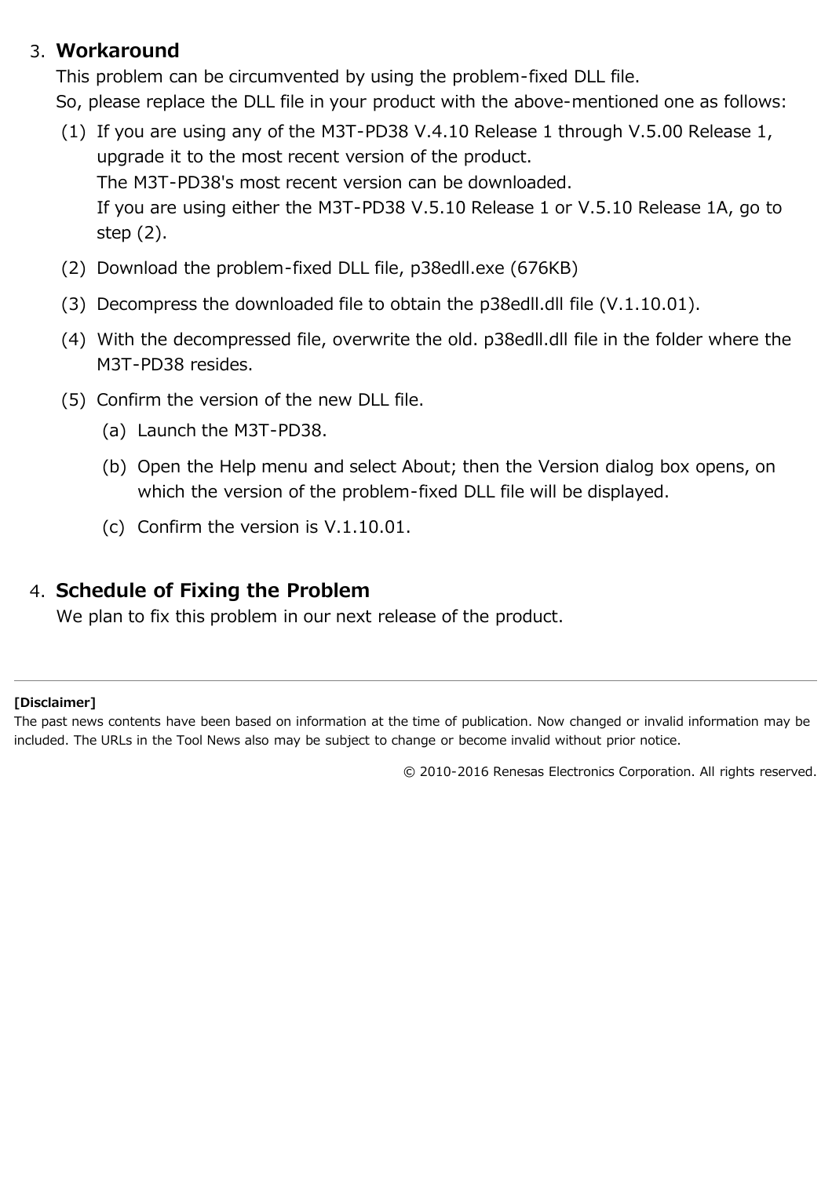## 3. Workaround

This problem can be circumvented by using the problem-fixed DLL file.
So, please replace the DLL file in your product with the above-mentioned one as follows:

(1) If you are using any of the M3T-PD38 V.4.10 Release 1 through V.5.00 Release 1, upgrade it to the most recent version of the product.
The M3T-PD38's most recent version can be downloaded.
If you are using either the M3T-PD38 V.5.10 Release 1 or V.5.10 Release 1A, go to step (2).

(2) Download the problem-fixed DLL file, p38edll.exe (676KB)

(3) Decompress the downloaded file to obtain the p38edll.dll file (V.1.10.01).

(4) With the decompressed file, overwrite the old. p38edll.dll file in the folder where the M3T-PD38 resides.

(5) Confirm the version of the new DLL file.

   (a) Launch the M3T-PD38.

   (b) Open the Help menu and select About; then the Version dialog box opens, on which the version of the problem-fixed DLL file will be displayed.

   (c) Confirm the version is V.1.10.01.

## 4. Schedule of Fixing the Problem

We plan to fix this problem in our next release of the product.

---

**[Disclaimer]**
The past news contents have been based on information at the time of publication. Now changed or invalid information may be included. The URLs in the Tool News also may be subject to change or become invalid without prior notice.

© 2010-2016 Renesas Electronics Corporation. All rights reserved.